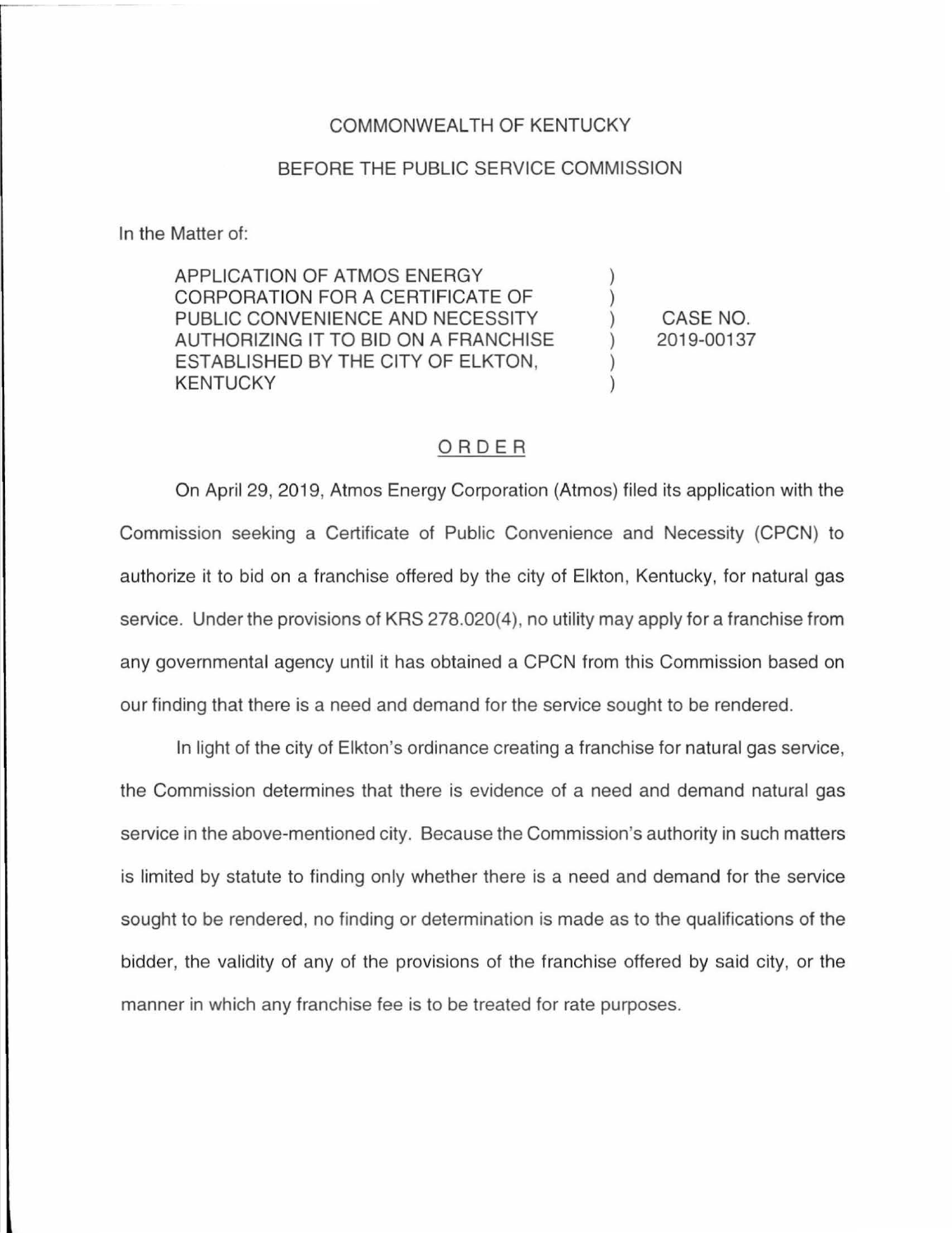COMMONWEALTH OF KENTUCKY

BEFORE THE PUBLIC SERVICE COMMISSION

In the Matter of:

| | | |
|---|---|---|
| APPLICATION OF ATMOS ENERGY CORPORATION FOR A CERTIFICATE OF PUBLIC CONVENIENCE AND NECESSITY AUTHORIZING IT TO BID ON A FRANCHISE ESTABLISHED BY THE CITY OF ELKTON, KENTUCKY | ) ) ) ) ) ) | CASE NO. 2019-00137 |

## ORDER

On April 29, 2019, Atmos Energy Corporation (Atmos) filed its application with the Commission seeking a Certificate of Public Convenience and Necessity (CPCN) to authorize it to bid on a franchise offered by the city of Elkton, Kentucky, for natural gas service. Under the provisions of KRS 278.020(4), no utility may apply for a franchise from any governmental agency until it has obtained a CPCN from this Commission based on our finding that there is a need and demand for the service sought to be rendered.

In light of the city of Elkton's ordinance creating a franchise for natural gas service, the Commission determines that there is evidence of a need and demand natural gas service in the above-mentioned city. Because the Commission's authority in such matters is limited by statute to finding only whether there is a need and demand for the service sought to be rendered, no finding or determination is made as to the qualifications of the bidder, the validity of any of the provisions of the franchise offered by said city, or the manner in which any franchise fee is to be treated for rate purposes.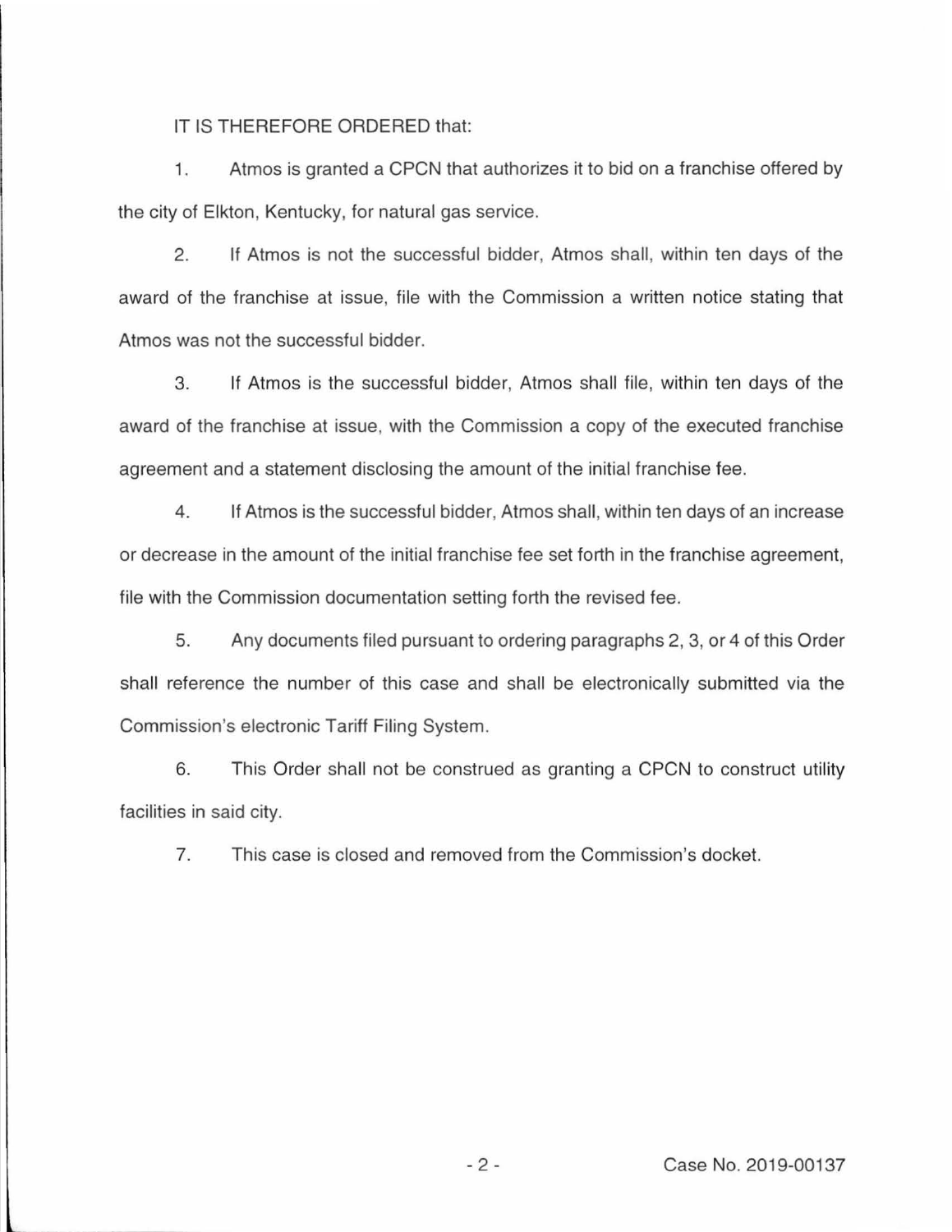IT IS THEREFORE ORDERED that:

1. Atmos is granted a CPCN that authorizes it to bid on a franchise offered by the city of Elkton, Kentucky, for natural gas service.

2. If Atmos is not the successful bidder, Atmos shall, within ten days of the award of the franchise at issue, file with the Commission a written notice stating that Atmos was not the successful bidder.

3. If Atmos is the successful bidder, Atmos shall file, within ten days of the award of the franchise at issue, with the Commission a copy of the executed franchise agreement and a statement disclosing the amount of the initial franchise fee.

4. If Atmos is the successful bidder, Atmos shall, within ten days of an increase or decrease in the amount of the initial franchise fee set forth in the franchise agreement, file with the Commission documentation setting forth the revised fee.

5. Any documents filed pursuant to ordering paragraphs 2, 3, or 4 of this Order shall reference the number of this case and shall be electronically submitted via the Commission's electronic Tariff Filing System.

6. This Order shall not be construed as granting a CPCN to construct utility facilities in said city.

7. This case is closed and removed from the Commission's docket.

Case No. 2019-00137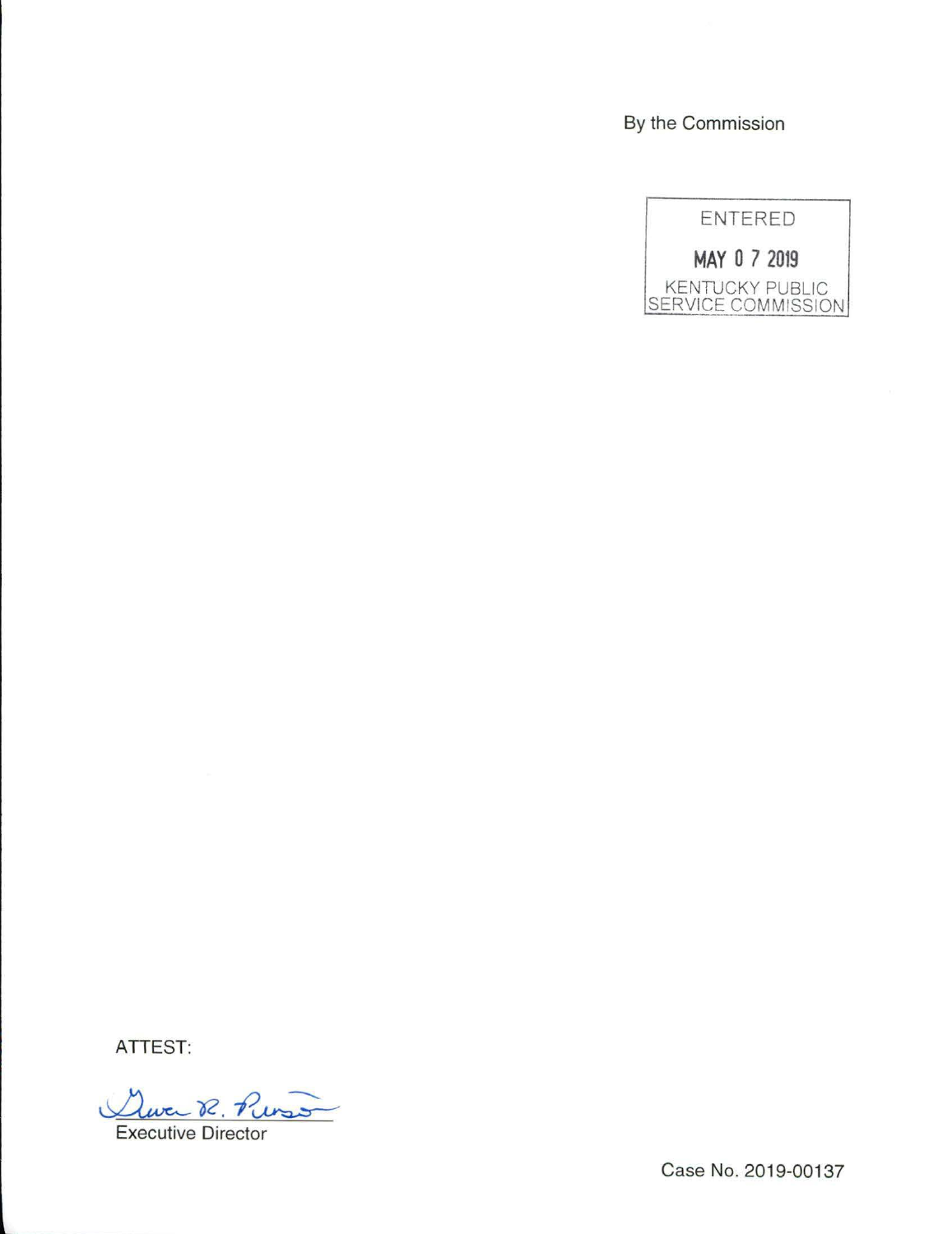By the Commission

ENTERED

MAY 0 7 2019

KENTUCKY PUBLIC SERVICE COMMISSION

ATTEST:

Executive Director

Case No. 2019-00137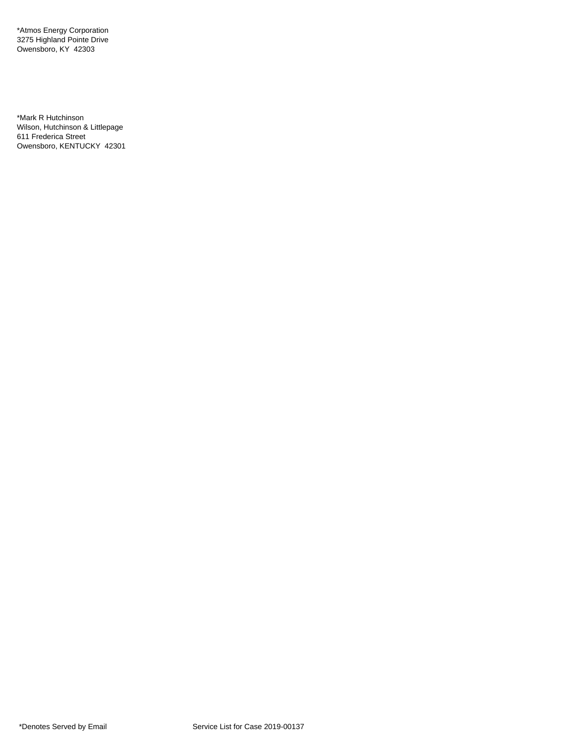*Atmos Energy Corporation
3275 Highland Pointe Drive
Owensboro, KY  42303

*Mark R Hutchinson
Wilson, Hutchinson & Littlepage
611 Frederica Street
Owensboro, KENTUCKY  42301

*Denotes Served by Email

Service List for Case 2019-00137